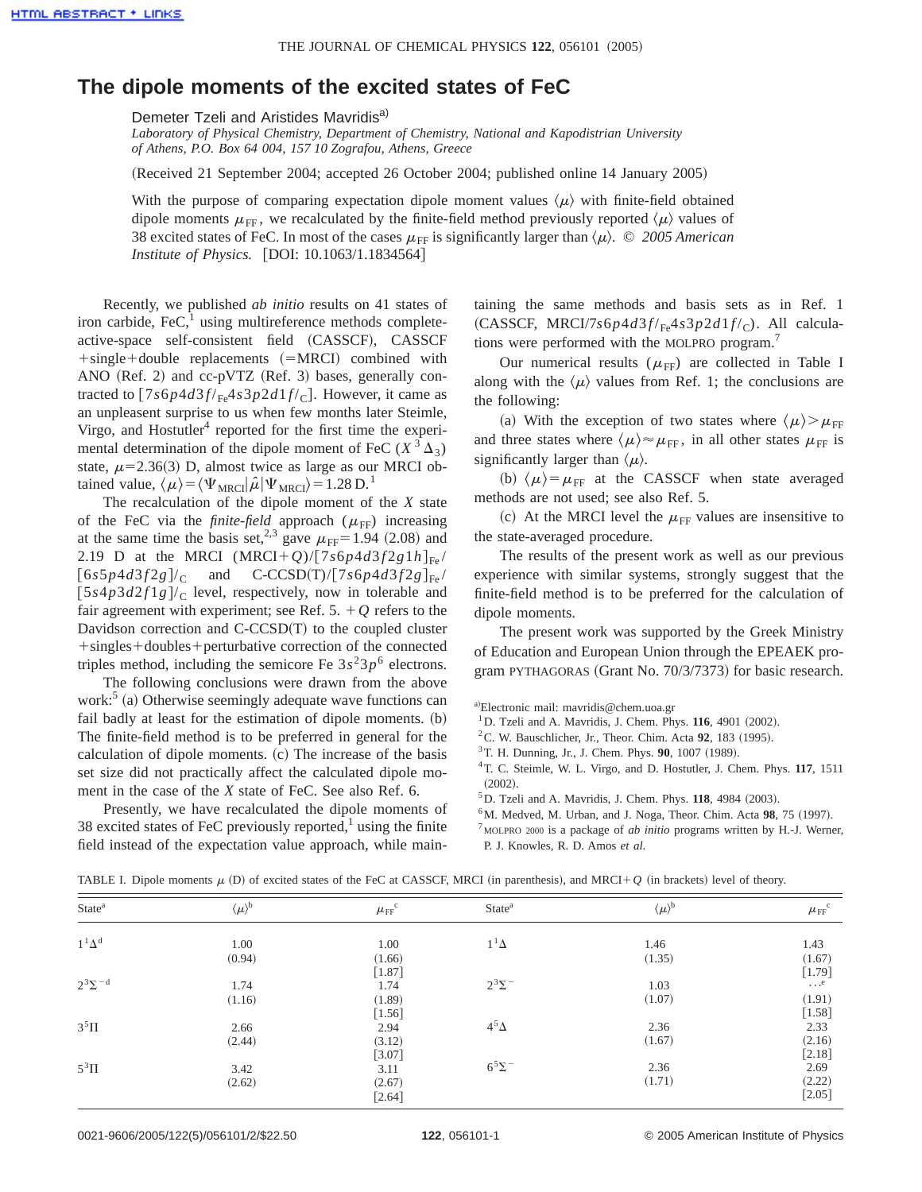# The dipole moments of the excited states of FeC

Demeter Tzeli and Aristides Mavridis[a)]

*Laboratory of Physical Chemistry, Department of Chemistry, National and Kapodistrian University of Athens, P.O. Box 64 004, 157 10 Zografou, Athens, Greece*

(Received 21 September 2004; accepted 26 October 2004; published online 14 January 2005)

With the purpose of comparing expectation dipole moment values $\langle\mu\rangle$ with finite-field obtained dipole moments $\mu_{FF}$, we recalculated by the finite-field method previously reported $\langle\mu\rangle$ values of 38 excited states of FeC. In most of the cases $\mu_{FF}$ is significantly larger than $\langle\mu\rangle$. © *2005 American Institute of Physics.* [DOI: 10.1063/1.1834564]

Recently, we published *ab initio* results on 41 states of iron carbide, FeC,[1] using multireference methods complete-active-space self-consistent field (CASSCF), CASSCF +single+double replacements (=MRCI) combined with ANO (Ref. 2) and cc-pVTZ (Ref. 3) bases, generally contracted to $[7s6p4d3f/_{Fe}4s3p2d1f/_{C}]$. However, it came as an unpleasant surprise to us when few months later Steimle, Virgo, and Hostutler[4] reported for the first time the experimental determination of the dipole moment of FeC ($X\,^3\Delta_3$) state, $\mu$=2.36(3) D, almost twice as large as our MRCI obtained value, $\langle\mu\rangle = \langle\Psi_{MRCI}|\hat{\mu}|\Psi_{MRCI}\rangle = 1.28$ D.[1]

The recalculation of the dipole moment of the X state of the FeC via the *finite-field* approach ($\mu_{FF}$) increasing at the same time the basis set,[2,3] gave $\mu_{FF}$=1.94 (2.08) and 2.19 D at the MRCI (MRCI+Q)/$[7s6p4d3f2g1h]_{Fe}$/$[6s5p4d3f2g]/_{C}$ and C-CCSD(T)/$[7s6p4d3f2g]_{Fe}$/$[5s4p3d2f1g]/_{C}$ level, respectively, now in tolerable and fair agreement with experiment; see Ref. 5. +Q refers to the Davidson correction and C-CCSD(T) to the coupled cluster +singles+doubles+perturbative correction of the connected triples method, including the semicore Fe $3s^23p^6$ electrons.

The following conclusions were drawn from the above work:[5] (a) Otherwise seemingly adequate wave functions can fail badly at least for the estimation of dipole moments. (b) The finite-field method is to be preferred in general for the calculation of dipole moments. (c) The increase of the basis set size did not practically affect the calculated dipole moment in the case of the X state of FeC. See also Ref. 6.

Presently, we have recalculated the dipole moments of 38 excited states of FeC previously reported,[1] using the finite field instead of the expectation value approach, while maintaining the same methods and basis sets as in Ref. 1 (CASSCF, MRCI/$7s6p4d3f/_{Fe}4s3p2d1f/_{C}$). All calculations were performed with the MOLPRO program.[7]

Our numerical results ($\mu_{FF}$) are collected in Table I along with the $\langle\mu\rangle$ values from Ref. 1; the conclusions are the following:

(a) With the exception of two states where $\langle\mu\rangle > \mu_{FF}$ and three states where $\langle\mu\rangle \approx \mu_{FF}$, in all other states $\mu_{FF}$ is significantly larger than $\langle\mu\rangle$.

(b) $\langle\mu\rangle = \mu_{FF}$ at the CASSCF when state averaged methods are not used; see also Ref. 5.

(c) At the MRCI level the $\mu_{FF}$ values are insensitive to the state-averaged procedure.

The results of the present work as well as our previous experience with similar systems, strongly suggest that the finite-field method is to be preferred for the calculation of dipole moments.

The present work was supported by the Greek Ministry of Education and European Union through the EPEAEK program PYTHAGORAS (Grant No. 70/3/7373) for basic research.

a)Electronic mail: mavridis@chem.uoa.gr

1. D. Tzeli and A. Mavridis, J. Chem. Phys. **116**, 4901 (2002).
2. C. W. Bauschlicher, Jr., Theor. Chim. Acta **92**, 183 (1995).
3. T. H. Dunning, Jr., J. Chem. Phys. **90**, 1007 (1989).
4. T. C. Steimle, W. L. Virgo, and D. Hostutler, J. Chem. Phys. **117**, 1511 (2002).
5. D. Tzeli and A. Mavridis, J. Chem. Phys. **118**, 4984 (2003).
6. M. Medved, M. Urban, and J. Noga, Theor. Chim. Acta **98**, 75 (1997).
7. MOLPRO 2000 is a package of *ab initio* programs written by H.-J. Werner, P. J. Knowles, R. D. Amos *et al.*

TABLE I. Dipole moments $\mu$ (D) of excited states of the FeC at CASSCF, MRCI (in parenthesis), and MRCI+Q (in brackets) level of theory.

| State[a] | $\langle\mu\rangle$[b] | $\mu_{FF}$[c] | State[a] | $\langle\mu\rangle$[b] | $\mu_{FF}$[c] |
|---|---|---|---|---|---|
| $1\,^1\Delta$[d] | 1.00 | 1.00 | $1\,^1\Delta$ | 1.46 | 1.43 |
| | (0.94) | (1.66) | | (1.35) | (1.67) |
| | | [1.87] | | | [1.79] |
| $2\,^3\Sigma^-$[d] | 1.74 | 1.74 | $2\,^3\Sigma^-$ | 1.03 | ...[e] |
| | (1.16) | (1.89) | | (1.07) | (1.91) |
| | | [1.56] | | | [1.58] |
| $3\,^5\Pi$ | 2.66 | 2.94 | $4\,^5\Delta$ | 2.36 | 2.33 |
| | (2.44) | (3.12) | | (1.67) | (2.16) |
| | | [3.07] | | | [2.18] |
| $5\,^3\Pi$ | 3.42 | 3.11 | $6\,^5\Sigma^-$ | 2.36 | 2.69 |
| | (2.62) | (2.67) | | (1.71) | (2.22) |
| | | [2.64] | | | [2.05] |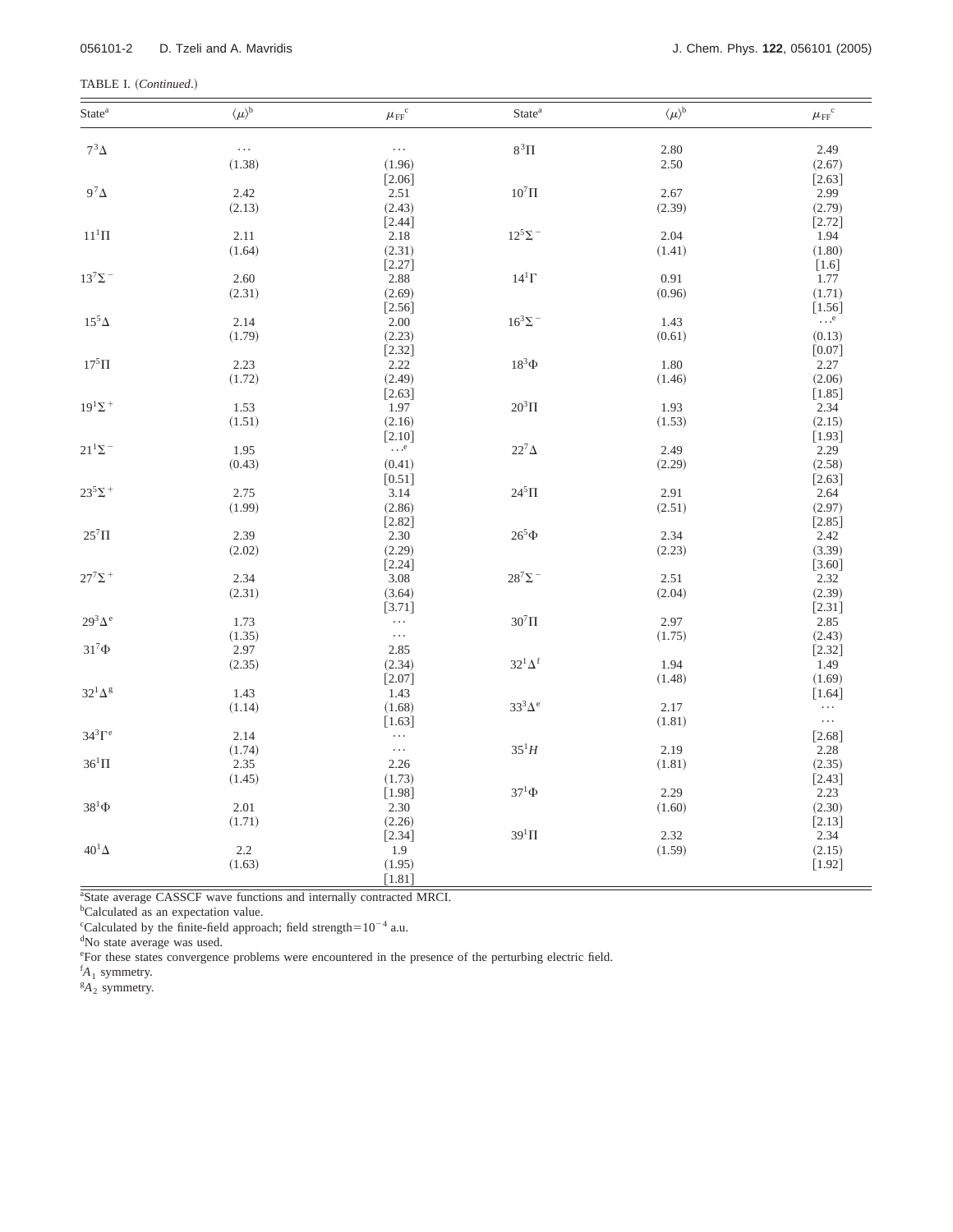TABLE I. (*Continued*.)

| State[a] | $\langle\mu\rangle$[b] | $\mu_{FF}$[c] | State[a] | $\langle\mu\rangle$[b] | $\mu_{FF}$[c] |
|---|---|---|---|---|---|
| $7^3\Delta$ | ⋯ (1.38) | ⋯ (1.96) [2.06] | $8^3\Pi$ | 2.80 2.50 | 2.49 (2.67) [2.63] |
| $9^7\Delta$ | 2.42 (2.13) | 2.51 (2.43) [2.44] | $10^7\Pi$ | 2.67 (2.39) | 2.99 (2.79) [2.72] |
| $11^1\Pi$ | 2.11 (1.64) | 2.18 (2.31) [2.27] | $12^5\Sigma^-$ | 2.04 (1.41) | 1.94 (1.80) [1.6] |
| $13^7\Sigma^-$ | 2.60 (2.31) | 2.88 (2.69) [2.56] | $14^1\Gamma$ | 0.91 (0.96) | 1.77 (1.71) [1.56] |
| $15^5\Delta$ | 2.14 (1.79) | 2.00 (2.23) [2.32] | $16^3\Sigma^-$ | 1.43 (0.61) | ⋯[e] (0.13) [0.07] |
| $17^5\Pi$ | 2.23 (1.72) | 2.22 (2.49) [2.63] | $18^3\Phi$ | 1.80 (1.46) | 2.27 (2.06) [1.85] |
| $19^1\Sigma^+$ | 1.53 (1.51) | 1.97 (2.16) [2.10] | $20^3\Pi$ | 1.93 (1.53) | 2.34 (2.15) [1.93] |
| $21^1\Sigma^-$ | 1.95 (0.43) | ⋯[e] (0.41) [0.51] | $22^7\Delta$ | 2.49 (2.29) | 2.29 (2.58) [2.63] |
| $23^5\Sigma^+$ | 2.75 (1.99) | 3.14 (2.86) [2.82] | $24^5\Pi$ | 2.91 (2.51) | 2.64 (2.97) [2.85] |
| $25^7\Pi$ | 2.39 (2.02) | 2.30 (2.29) [2.24] | $26^5\Phi$ | 2.34 (2.23) | 2.42 (3.39) [3.60] |
| $27^7\Sigma^+$ | 2.34 (2.31) | 3.08 (3.64) [3.71] | $28^7\Sigma^-$ | 2.51 (2.04) | 2.32 (2.39) [2.31] |
| $29^3\Delta$[e] | 1.73 (1.35) | ⋯ ⋯ | $30^7\Pi$ | 2.97 (1.75) | 2.85 (2.43) [2.32] |
| $31^7\Phi$ | 2.97 (2.35) | 2.85 (2.34) [2.07] | $32^1\Delta$[f] | 1.94 (1.48) | 1.49 (1.69) [1.64] |
| $32^1\Delta$[g] | 1.43 (1.14) | 1.43 (1.68) [1.63] | $33^3\Delta$[e] | 2.17 (1.81) | ⋯ ⋯ [2.68] |
| $34^3\Gamma$[e] | 2.14 (1.74) | ⋯ ⋯ | $35^1H$ | 2.19 (1.81) | 2.28 (2.35) [2.43] |
| $36^1\Pi$ | 2.35 (1.45) | 2.26 (1.73) [1.98] | $37^1\Phi$ | 2.29 (1.60) | 2.23 (2.30) [2.13] |
| $38^1\Phi$ | 2.01 (1.71) | 2.30 (2.26) [2.34] | $39^1\Pi$ | 2.32 (1.59) | 2.34 (2.15) [1.92] |
| $40^1\Delta$ | 2.2 (1.63) | 1.9 (1.95) [1.81] | | | |

[a]State average CASSCF wave functions and internally contracted MRCI.
[b]Calculated as an expectation value.
[c]Calculated by the finite-field approach; field strength$=10^{-4}$ a.u.
[d]No state average was used.
[e]For these states convergence problems were encountered in the presence of the perturbing electric field.
[f]$A_1$ symmetry.
[g]$A_2$ symmetry.